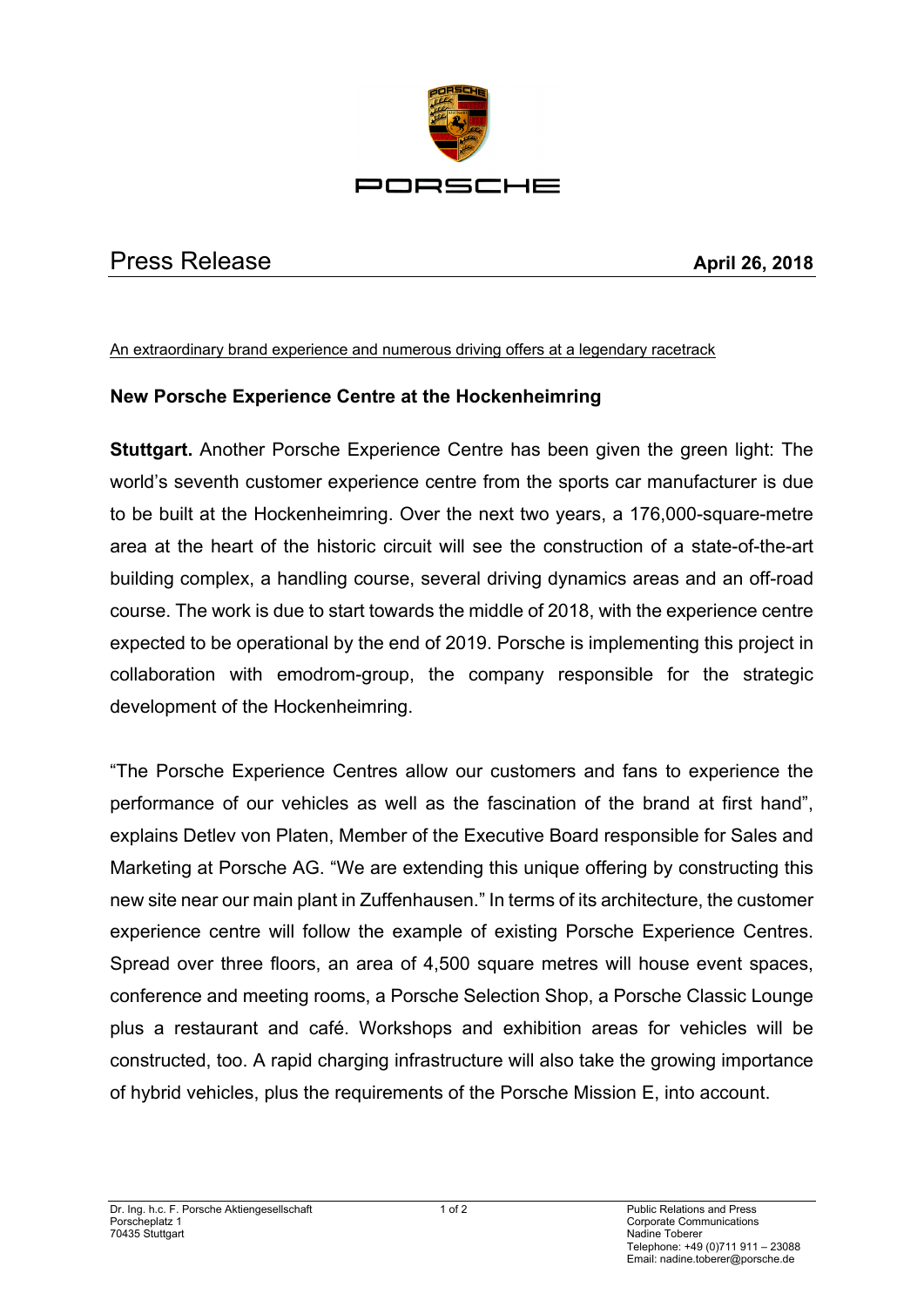# Press Release

**April 26, 2018**

An extraordinary brand experience and numerous driving offers at a legendary racetrack

## New Porsche Experience Centre at the Hockenheimring

**Stuttgart.** Another Porsche Experience Centre has been given the green light: The world's seventh customer experience centre from the sports car manufacturer is due to be built at the Hockenheimring. Over the next two years, a 176,000-square-metre area at the heart of the historic circuit will see the construction of a state-of-the-art building complex, a handling course, several driving dynamics areas and an off-road course. The work is due to start towards the middle of 2018, with the experience centre expected to be operational by the end of 2019. Porsche is implementing this project in collaboration with emodrom-group, the company responsible for the strategic development of the Hockenheimring.

"The Porsche Experience Centres allow our customers and fans to experience the performance of our vehicles as well as the fascination of the brand at first hand", explains Detlev von Platen, Member of the Executive Board responsible for Sales and Marketing at Porsche AG. "We are extending this unique offering by constructing this new site near our main plant in Zuffenhausen." In terms of its architecture, the customer experience centre will follow the example of existing Porsche Experience Centres. Spread over three floors, an area of 4,500 square metres will house event spaces, conference and meeting rooms, a Porsche Selection Shop, a Porsche Classic Lounge plus a restaurant and café. Workshops and exhibition areas for vehicles will be constructed, too. A rapid charging infrastructure will also take the growing importance of hybrid vehicles, plus the requirements of the Porsche Mission E, into account.

Dr. Ing. h.c. F. Porsche Aktiengesellschaft
Porscheplatz 1
70435 Stuttgart

Public Relations and Press
Corporate Communications
Nadine Toberer
Telephone: +49 (0)711 911 – 23088
Email: nadine.toberer@porsche.de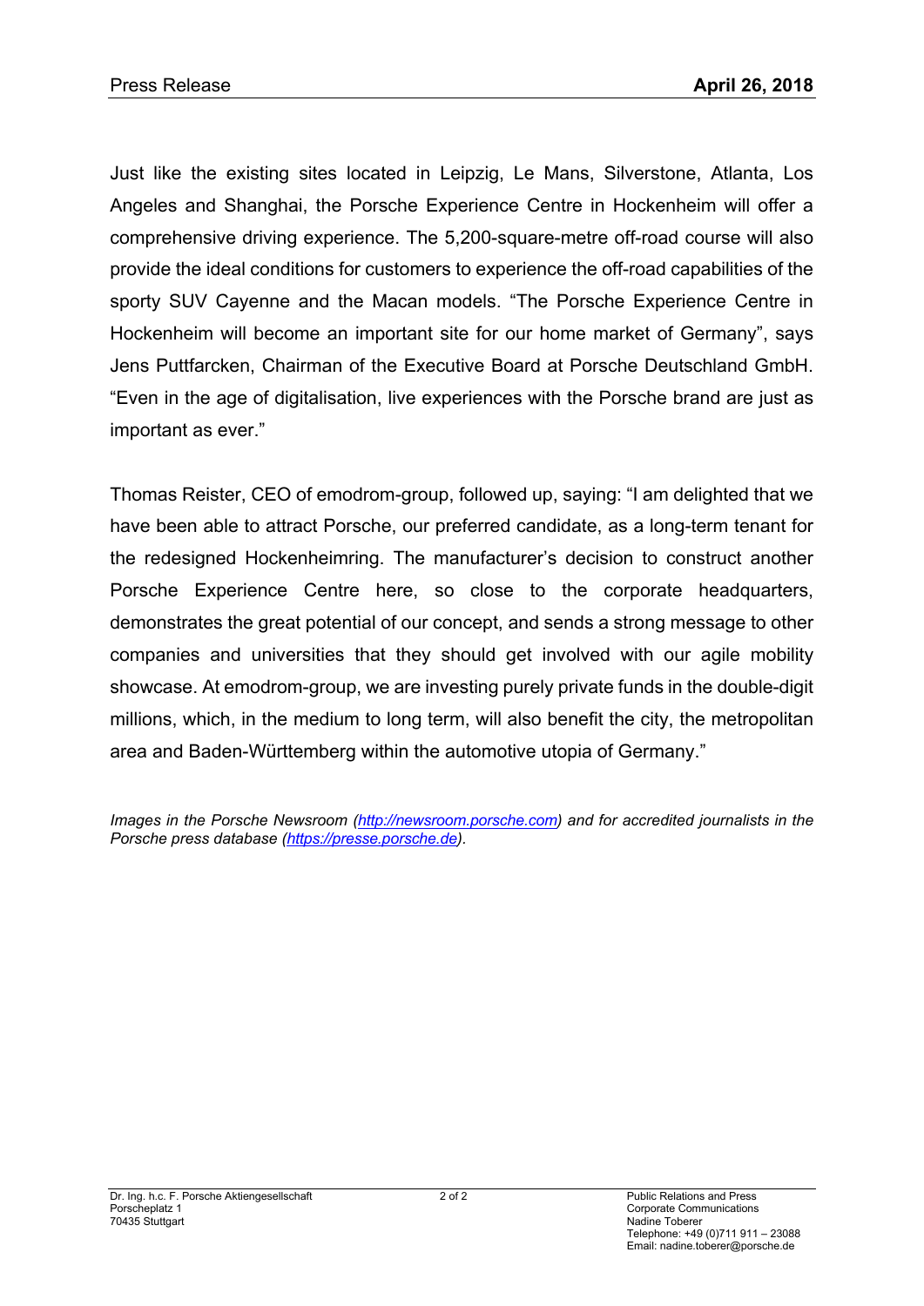Just like the existing sites located in Leipzig, Le Mans, Silverstone, Atlanta, Los Angeles and Shanghai, the Porsche Experience Centre in Hockenheim will offer a comprehensive driving experience. The 5,200-square-metre off-road course will also provide the ideal conditions for customers to experience the off-road capabilities of the sporty SUV Cayenne and the Macan models. “The Porsche Experience Centre in Hockenheim will become an important site for our home market of Germany”, says Jens Puttfarcken, Chairman of the Executive Board at Porsche Deutschland GmbH. “Even in the age of digitalisation, live experiences with the Porsche brand are just as important as ever.”

Thomas Reister, CEO of emodrom-group, followed up, saying: “I am delighted that we have been able to attract Porsche, our preferred candidate, as a long-term tenant for the redesigned Hockenheimring. The manufacturer’s decision to construct another Porsche Experience Centre here, so close to the corporate headquarters, demonstrates the great potential of our concept, and sends a strong message to other companies and universities that they should get involved with our agile mobility showcase. At emodrom-group, we are investing purely private funds in the double-digit millions, which, in the medium to long term, will also benefit the city, the metropolitan area and Baden-Württemberg within the automotive utopia of Germany.”

*Images in the Porsche Newsroom (http://newsroom.porsche.com) and for accredited journalists in the Porsche press database (https://presse.porsche.de).*